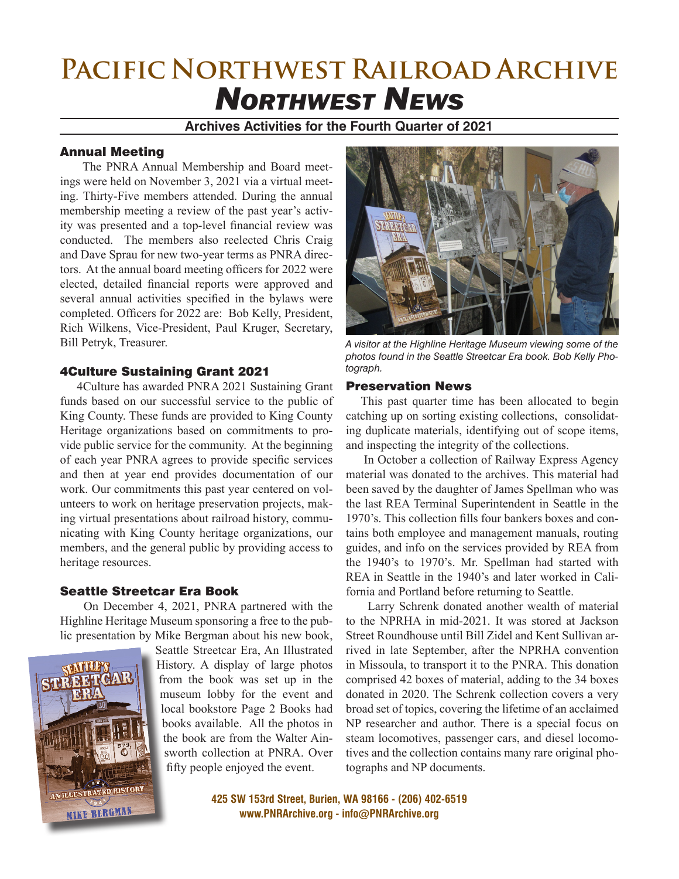# Pacific Northwest Railroad Archive
# *Northwest News*

**Archives Activities for the Fourth Quarter of 2021**

## Annual Meeting

The PNRA Annual Membership and Board meetings were held on November 3, 2021 via a virtual meeting. Thirty-Five members attended. During the annual membership meeting a review of the past year's activity was presented and a top-level financial review was conducted. The members also reelected Chris Craig and Dave Sprau for new two-year terms as PNRA directors. At the annual board meeting officers for 2022 were elected, detailed financial reports were approved and several annual activities specified in the bylaws were completed. Officers for 2022 are: Bob Kelly, President, Rich Wilkens, Vice-President, Paul Kruger, Secretary, Bill Petryk, Treasurer.

## 4Culture Sustaining Grant 2021

4Culture has awarded PNRA 2021 Sustaining Grant funds based on our successful service to the public of King County. These funds are provided to King County Heritage organizations based on commitments to provide public service for the community. At the beginning of each year PNRA agrees to provide specific services and then at year end provides documentation of our work. Our commitments this past year centered on volunteers to work on heritage preservation projects, making virtual presentations about railroad history, communicating with King County heritage organizations, our members, and the general public by providing access to heritage resources.

## Seattle Streetcar Era Book

On December 4, 2021, PNRA partnered with the Highline Heritage Museum sponsoring a free to the public presentation by Mike Bergman about his new book, Seattle Streetcar Era, An Illustrated History. A display of large photos from the book was set up in the museum lobby for the event and local bookstore Page 2 Books had books available. All the photos in the book are from the Walter Ainsworth collection at PNRA. Over fifty people enjoyed the event.

*A visitor at the Highline Heritage Museum viewing some of the photos found in the Seattle Streetcar Era book. Bob Kelly Photograph.*

## Preservation News

This past quarter time has been allocated to begin catching up on sorting existing collections, consolidating duplicate materials, identifying out of scope items, and inspecting the integrity of the collections.

In October a collection of Railway Express Agency material was donated to the archives. This material had been saved by the daughter of James Spellman who was the last REA Terminal Superintendent in Seattle in the 1970's. This collection fills four bankers boxes and contains both employee and management manuals, routing guides, and info on the services provided by REA from the 1940's to 1970's. Mr. Spellman had started with REA in Seattle in the 1940's and later worked in California and Portland before returning to Seattle.

Larry Schrenk donated another wealth of material to the NPRHA in mid-2021. It was stored at Jackson Street Roundhouse until Bill Zidel and Kent Sullivan arrived in late September, after the NPRHA convention in Missoula, to transport it to the PNRA. This donation comprised 42 boxes of material, adding to the 34 boxes donated in 2020. The Schrenk collection covers a very broad set of topics, covering the lifetime of an acclaimed NP researcher and author. There is a special focus on steam locomotives, passenger cars, and diesel locomotives and the collection contains many rare original photographs and NP documents.

**425 SW 153rd Street, Burien, WA 98166 - (206) 402-6519**
**www.PNRArchive.org - info@PNRArchive.org**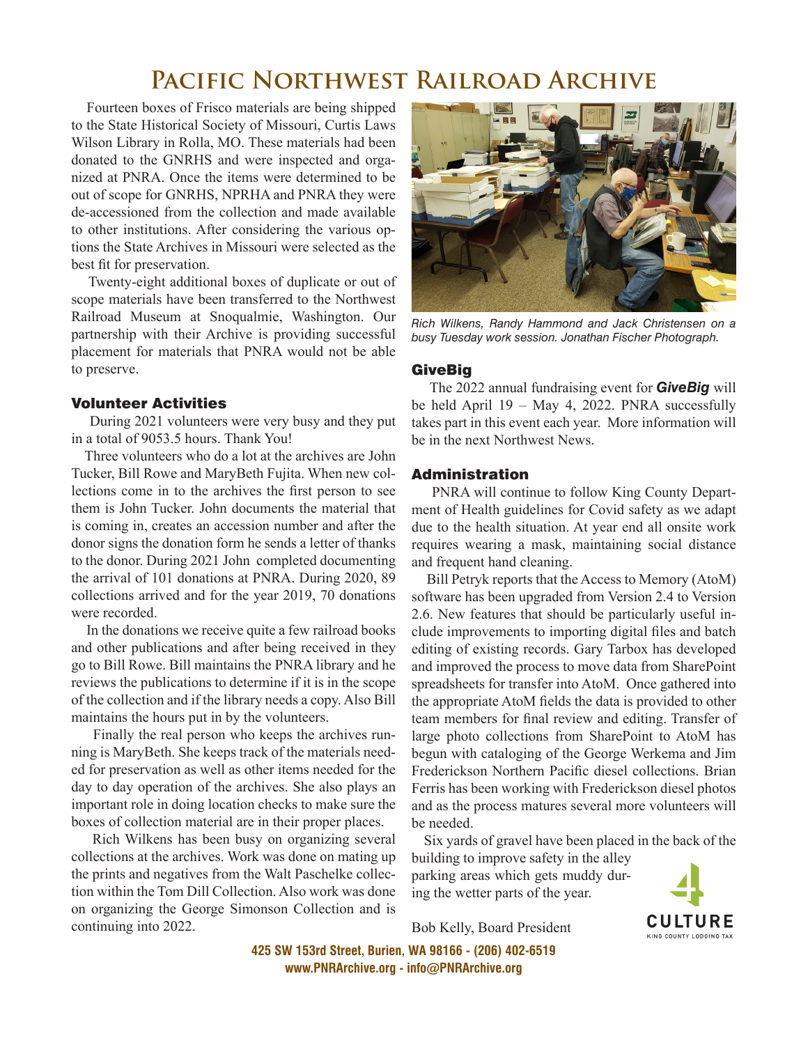# Pacific Northwest Railroad Archive

Fourteen boxes of Frisco materials are being shipped to the State Historical Society of Missouri, Curtis Laws Wilson Library in Rolla, MO. These materials had been donated to the GNRHS and were inspected and organized at PNRA. Once the items were determined to be out of scope for GNRHS, NPRHA and PNRA they were de-accessioned from the collection and made available to other institutions. After considering the various options the State Archives in Missouri were selected as the best fit for preservation.

Twenty-eight additional boxes of duplicate or out of scope materials have been transferred to the Northwest Railroad Museum at Snoqualmie, Washington. Our partnership with their Archive is providing successful placement for materials that PNRA would not be able to preserve.

## Volunteer Activities

During 2021 volunteers were very busy and they put in a total of 9053.5 hours. Thank You!

Three volunteers who do a lot at the archives are John Tucker, Bill Rowe and MaryBeth Fujita. When new collections come in to the archives the first person to see them is John Tucker. John documents the material that is coming in, creates an accession number and after the donor signs the donation form he sends a letter of thanks to the donor. During 2021 John completed documenting the arrival of 101 donations at PNRA. During 2020, 89 collections arrived and for the year 2019, 70 donations were recorded.

In the donations we receive quite a few railroad books and other publications and after being received in they go to Bill Rowe. Bill maintains the PNRA library and he reviews the publications to determine if it is in the scope of the collection and if the library needs a copy. Also Bill maintains the hours put in by the volunteers.

Finally the real person who keeps the archives running is MaryBeth. She keeps track of the materials needed for preservation as well as other items needed for the day to day operation of the archives. She also plays an important role in doing location checks to make sure the boxes of collection material are in their proper places.

Rich Wilkens has been busy on organizing several collections at the archives. Work was done on mating up the prints and negatives from the Walt Paschelke collection within the Tom Dill Collection. Also work was done on organizing the George Simonson Collection and is continuing into 2022.

*Rich Wilkens, Randy Hammond and Jack Christensen on a busy Tuesday work session. Jonathan Fischer Photograph.*

## GiveBig

The 2022 annual fundraising event for ***GiveBig*** will be held April 19 – May 4, 2022. PNRA successfully takes part in this event each year. More information will be in the next Northwest News.

## Administration

PNRA will continue to follow King County Department of Health guidelines for Covid safety as we adapt due to the health situation. At year end all onsite work requires wearing a mask, maintaining social distance and frequent hand cleaning.

Bill Petryk reports that the Access to Memory (AtoM) software has been upgraded from Version 2.4 to Version 2.6. New features that should be particularly useful include improvements to importing digital files and batch editing of existing records. Gary Tarbox has developed and improved the process to move data from SharePoint spreadsheets for transfer into AtoM. Once gathered into the appropriate AtoM fields the data is provided to other team members for final review and editing. Transfer of large photo collections from SharePoint to AtoM has begun with cataloging of the George Werkema and Jim Frederickson Northern Pacific diesel collections. Brian Ferris has been working with Frederickson diesel photos and as the process matures several more volunteers will be needed.

Six yards of gravel have been placed in the back of the building to improve safety in the alley parking areas which gets muddy during the wetter parts of the year.

Bob Kelly, Board President

4 CULTURE
KING COUNTY LODGING TAX

**425 SW 153rd Street, Burien, WA 98166 - (206) 402-6519**
**www.PNRArchive.org - info@PNRArchive.org**